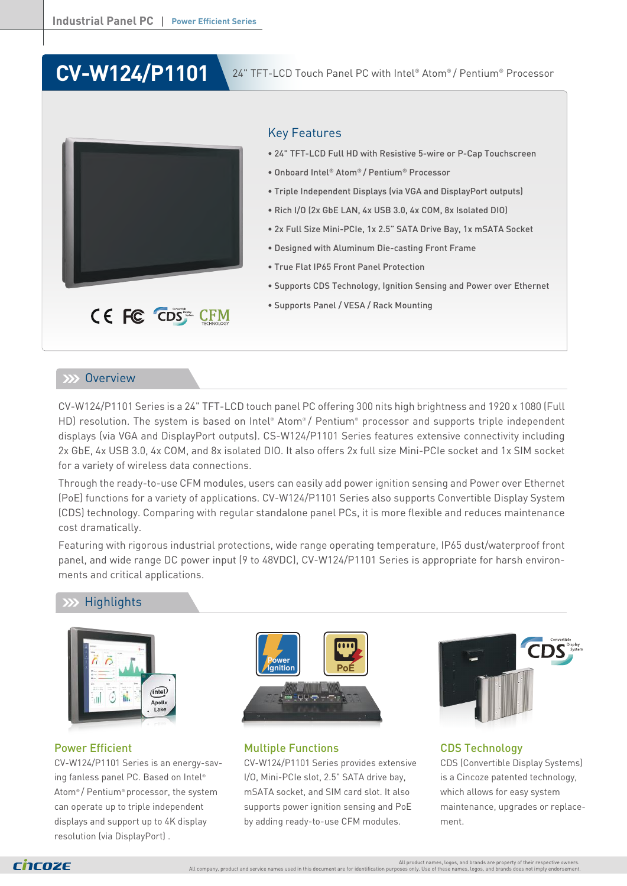# CV-W124/P1101

24" TFT-LCD Touch Panel PC with Intel® Atom® / Pentium® Processor

## Key Features

- 24" TFT-LCD Full HD with Resistive 5-wire or P-Cap Touchscreen
- Onboard Intel® Atom® / Pentium® Processor
- Triple Independent Displays (via VGA and DisplayPort outputs)
- Rich I/O (2x GbE LAN, 4x USB 3.0, 4x COM, 8x Isolated DIO)
- 2x Full Size Mini-PCIe, 1x 2.5" SATA Drive Bay, 1x mSATA Socket
- Designed with Aluminum Die-casting Front Frame
- True Flat IP65 Front Panel Protection
- Supports CDS Technology, Ignition Sensing and Power over Ethernet
- Supports Panel / VESA / Rack Mounting

## Overview

CV-W124/P1101 Series is a 24" TFT-LCD touch panel PC offering 300 nits high brightness and 1920 x 1080 (Full HD) resolution. The system is based on Intel® Atom® / Pentium® processor and supports triple independent displays (via VGA and DisplayPort outputs). CS-W124/P1101 Series features extensive connectivity including 2x GbE, 4x USB 3.0, 4x COM, and 8x isolated DIO. It also offers 2x full size Mini-PCIe socket and 1x SIM socket for a variety of wireless data connections.

Through the ready-to-use CFM modules, users can easily add power ignition sensing and Power over Ethernet (PoE) functions for a variety of applications. CV-W124/P1101 Series also supports Convertible Display System (CDS) technology. Comparing with regular standalone panel PCs, it is more flexible and reduces maintenance cost dramatically.

Featuring with rigorous industrial protections, wide range operating temperature, IP65 dust/waterproof front panel, and wide range DC power input (9 to 48VDC), CV-W124/P1101 Series is appropriate for harsh environments and critical applications.

## Highlights

### Power Efficient

CV-W124/P1101 Series is an energy-saving fanless panel PC. Based on Intel® Atom® / Pentium® processor, the system can operate up to triple independent displays and support up to 4K display resolution (via DisplayPort) .

### Multiple Functions

CV-W124/P1101 Series provides extensive I/O, Mini-PCIe slot, 2.5" SATA drive bay, mSATA socket, and SIM card slot. It also supports power ignition sensing and PoE by adding ready-to-use CFM modules.

### CDS Technology

CDS (Convertible Display Systems) is a Cincoze patented technology, which allows for easy system maintenance, upgrades or replacement.

All product names, logos, and brands are property of their respective owners.
All company, product and service names used in this document are for identification purposes only. Use of these names, logos, and brands does not imply endorsement.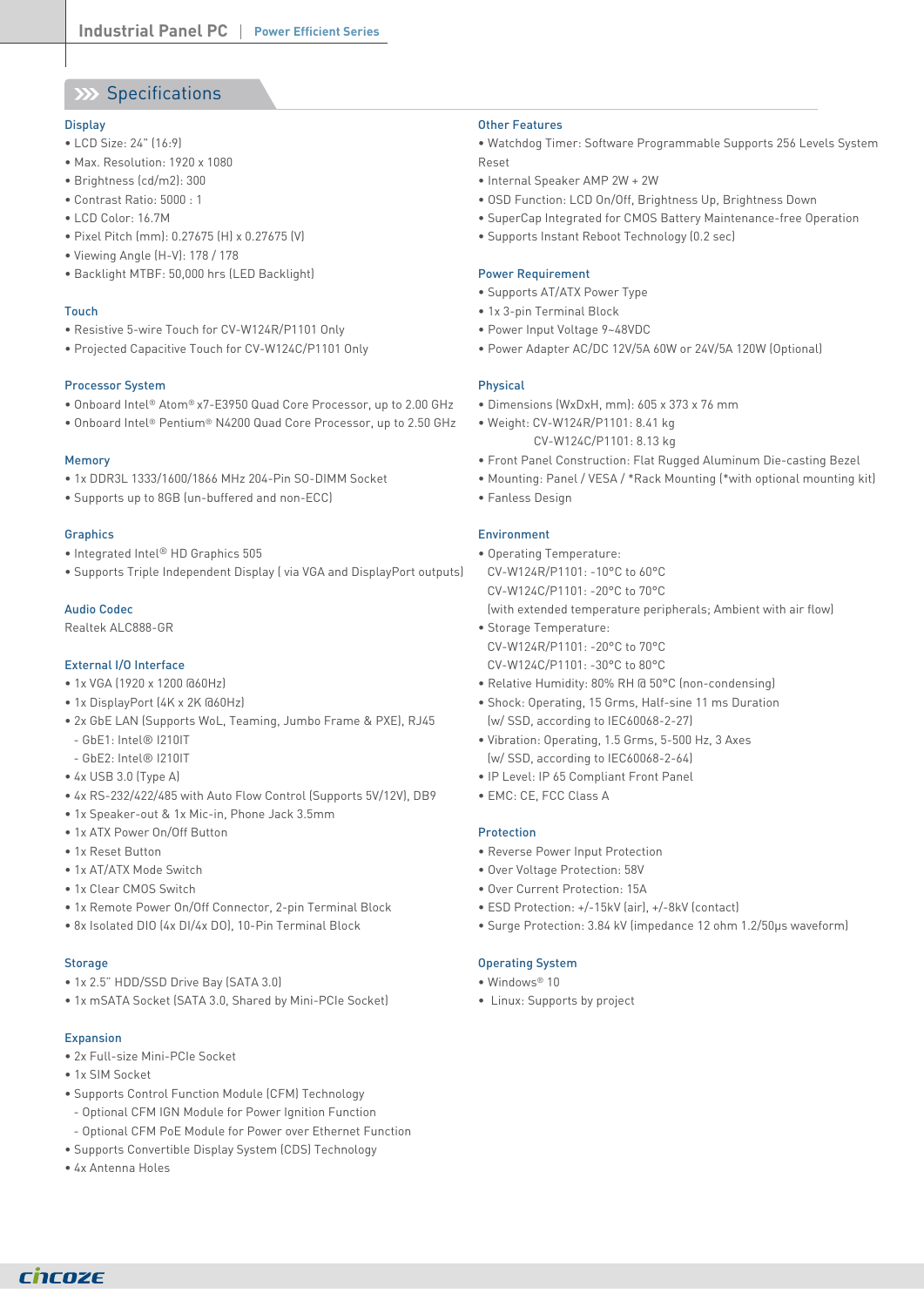## Specifications

### Display
- LCD Size: 24" (16:9)
- Max. Resolution: 1920 x 1080
- Brightness (cd/m2): 300
- Contrast Ratio: 5000 : 1
- LCD Color: 16.7M
- Pixel Pitch (mm): 0.27675 (H) x 0.27675 (V)
- Viewing Angle (H-V): 178 / 178
- Backlight MTBF: 50,000 hrs (LED Backlight)

### Touch
- Resistive 5-wire Touch for CV-W124R/P1101 Only
- Projected Capacitive Touch for CV-W124C/P1101 Only

### Processor System
- Onboard Intel® Atom® x7-E3950 Quad Core Processor, up to 2.00 GHz
- Onboard Intel® Pentium® N4200 Quad Core Processor, up to 2.50 GHz

### Memory
- 1x DDR3L 1333/1600/1866 MHz 204-Pin SO-DIMM Socket
- Supports up to 8GB (un-buffered and non-ECC)

### Graphics
- Integrated Intel® HD Graphics 505
- Supports Triple Independent Display ( via VGA and DisplayPort outputs)

### Audio Codec
Realtek ALC888-GR

### External I/O Interface
- 1x VGA (1920 x 1200 @60Hz)
- 1x DisplayPort (4K x 2K @60Hz)
- 2x GbE LAN (Supports WoL, Teaming, Jumbo Frame & PXE), RJ45
  - GbE1: Intel® I210IT
  - GbE2: Intel® I210IT
- 4x USB 3.0 (Type A)
- 4x RS-232/422/485 with Auto Flow Control (Supports 5V/12V), DB9
- 1x Speaker-out & 1x Mic-in, Phone Jack 3.5mm
- 1x ATX Power On/Off Button
- 1x Reset Button
- 1x AT/ATX Mode Switch
- 1x Clear CMOS Switch
- 1x Remote Power On/Off Connector, 2-pin Terminal Block
- 8x Isolated DIO (4x DI/4x DO), 10-Pin Terminal Block

### Storage
- 1x 2.5" HDD/SSD Drive Bay (SATA 3.0)
- 1x mSATA Socket (SATA 3.0, Shared by Mini-PCIe Socket)

### Expansion
- 2x Full-size Mini-PCIe Socket
- 1x SIM Socket
- Supports Control Function Module (CFM) Technology
  - Optional CFM IGN Module for Power Ignition Function
  - Optional CFM PoE Module for Power over Ethernet Function
- Supports Convertible Display System (CDS) Technology
- 4x Antenna Holes

### Other Features
- Watchdog Timer: Software Programmable Supports 256 Levels System Reset
- Internal Speaker AMP 2W + 2W
- OSD Function: LCD On/Off, Brightness Up, Brightness Down
- SuperCap Integrated for CMOS Battery Maintenance-free Operation
- Supports Instant Reboot Technology (0.2 sec)

### Power Requirement
- Supports AT/ATX Power Type
- 1x 3-pin Terminal Block
- Power Input Voltage 9~48VDC
- Power Adapter AC/DC 12V/5A 60W or 24V/5A 120W (Optional)

### Physical
- Dimensions (WxDxH, mm): 605 x 373 x 76 mm
- Weight: CV-W124R/P1101: 8.41 kg
  CV-W124C/P1101: 8.13 kg
- Front Panel Construction: Flat Rugged Aluminum Die-casting Bezel
- Mounting: Panel / VESA / *Rack Mounting (*with optional mounting kit)
- Fanless Design

### Environment
- Operating Temperature:
  CV-W124R/P1101: -10°C to 60°C
  CV-W124C/P1101: -20°C to 70°C
  (with extended temperature peripherals; Ambient with air flow)
- Storage Temperature:
  CV-W124R/P1101: -20°C to 70°C
  CV-W124C/P1101: -30°C to 80°C
- Relative Humidity: 80% RH @ 50°C (non-condensing)
- Shock: Operating, 15 Grms, Half-sine 11 ms Duration
  (w/ SSD, according to IEC60068-2-27)
- Vibration: Operating, 1.5 Grms, 5-500 Hz, 3 Axes
  (w/ SSD, according to IEC60068-2-64)
- IP Level: IP 65 Compliant Front Panel
- EMC: CE, FCC Class A

### Protection
- Reverse Power Input Protection
- Over Voltage Protection: 58V
- Over Current Protection: 15A
- ESD Protection: +/-15kV (air), +/-8kV (contact)
- Surge Protection: 3.84 kV (impedance 12 ohm 1.2/50μs waveform)

### Operating System
- Windows® 10
- Linux: Supports by project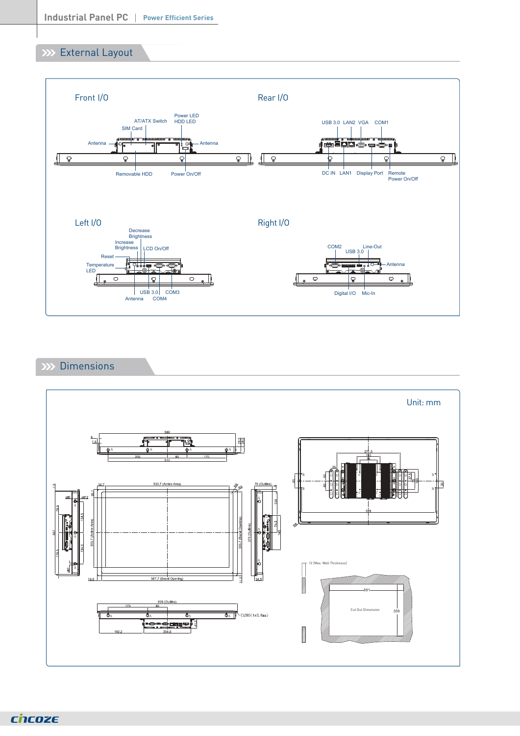## External Layout

### Front I/O

AT/ATX Switch, SIM Card, Antenna, Power LED, HDD LED, Antenna, Removable HDD, Power On/Off

### Rear I/O

USB 3.0, LAN2, VGA, COM1, DC IN, LAN1, Display Port, Remote Power On/Off

### Left I/O

Decrease Brightness, Increase Brightness, LCD On/Off, Reset, Temperature LED, USB 3.0, COM3, Antenna, COM4

### Right I/O

COM2, Line-Out, USB 3.0, Antenna, Digital I/O, Mic-In

## Dimensions

Unit: mm

12 (Max. Wall Thickness)

Cut Out Dimension

591

359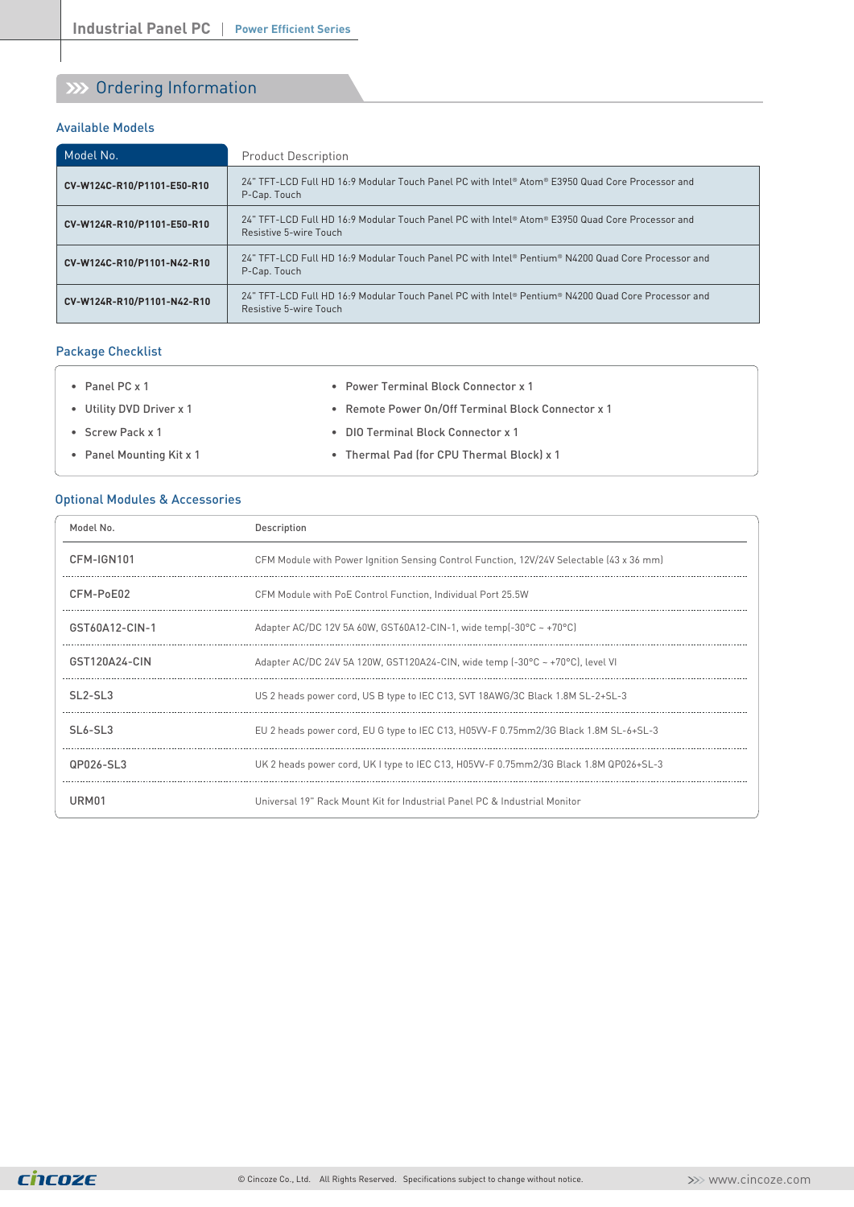## Ordering Information

### Available Models

| Model No. | Product Description |
|---|---|
| CV-W124C-R10/P1101-E50-R10 | 24" TFT-LCD Full HD 16:9 Modular Touch Panel PC with Intel® Atom® E3950 Quad Core Processor and P-Cap. Touch |
| CV-W124R-R10/P1101-E50-R10 | 24" TFT-LCD Full HD 16:9 Modular Touch Panel PC with Intel® Atom® E3950 Quad Core Processor and Resistive 5-wire Touch |
| CV-W124C-R10/P1101-N42-R10 | 24" TFT-LCD Full HD 16:9 Modular Touch Panel PC with Intel® Pentium® N4200 Quad Core Processor and P-Cap. Touch |
| CV-W124R-R10/P1101-N42-R10 | 24" TFT-LCD Full HD 16:9 Modular Touch Panel PC with Intel® Pentium® N4200 Quad Core Processor and Resistive 5-wire Touch |

### Package Checklist

- Panel PC x 1
- Utility DVD Driver x 1
- Screw Pack x 1
- Panel Mounting Kit x 1
- Power Terminal Block Connector x 1
- Remote Power On/Off Terminal Block Connector x 1
- DIO Terminal Block Connector x 1
- Thermal Pad (for CPU Thermal Block) x 1

### Optional Modules & Accessories

| Model No. | Description |
|---|---|
| CFM-IGN101 | CFM Module with Power Ignition Sensing Control Function, 12V/24V Selectable (43 x 36 mm) |
| CFM-PoE02 | CFM Module with PoE Control Function, Individual Port 25.5W |
| GST60A12-CIN-1 | Adapter AC/DC 12V 5A 60W, GST60A12-CIN-1, wide temp(-30°C ~ +70°C) |
| GST120A24-CIN | Adapter AC/DC 24V 5A 120W, GST120A24-CIN, wide temp (-30°C ~ +70°C), level VI |
| SL2-SL3 | US 2 heads power cord, US B type to IEC C13, SVT 18AWG/3C Black 1.8M SL-2+SL-3 |
| SL6-SL3 | EU 2 heads power cord, EU G type to IEC C13, H05VV-F 0.75mm2/3G Black 1.8M SL-6+SL-3 |
| QP026-SL3 | UK 2 heads power cord, UK I type to IEC C13, H05VV-F 0.75mm2/3G Black 1.8M QP026+SL-3 |
| URM01 | Universal 19" Rack Mount Kit for Industrial Panel PC & Industrial Monitor |